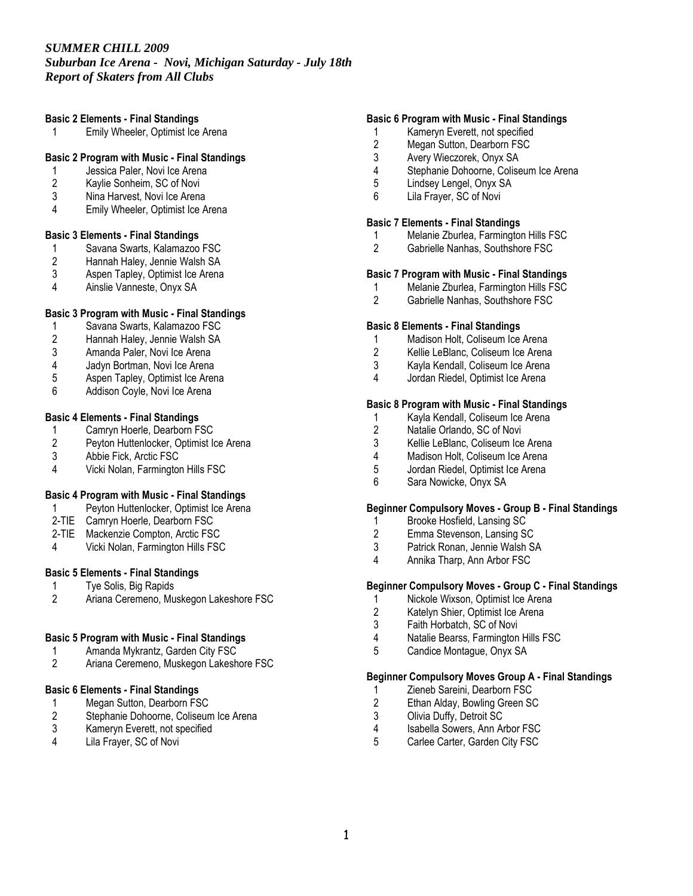*SUMMER CHILL 2009*
*Suburban Ice Arena - Novi, Michigan Saturday - July 18th*
*Report of Skaters from All Clubs*

**Basic 2 Elements - Final Standings**

1 Emily Wheeler, Optimist Ice Arena

**Basic 2 Program with Music - Final Standings**

1 Jessica Paler, Novi Ice Arena
2 Kaylie Sonheim, SC of Novi
3 Nina Harvest, Novi Ice Arena
4 Emily Wheeler, Optimist Ice Arena

**Basic 3 Elements - Final Standings**

1 Savana Swarts, Kalamazoo FSC
2 Hannah Haley, Jennie Walsh SA
3 Aspen Tapley, Optimist Ice Arena
4 Ainslie Vanneste, Onyx SA

**Basic 3 Program with Music - Final Standings**

1 Savana Swarts, Kalamazoo FSC
2 Hannah Haley, Jennie Walsh SA
3 Amanda Paler, Novi Ice Arena
4 Jadyn Bortman, Novi Ice Arena
5 Aspen Tapley, Optimist Ice Arena
6 Addison Coyle, Novi Ice Arena

**Basic 4 Elements - Final Standings**

1 Camryn Hoerle, Dearborn FSC
2 Peyton Huttenlocker, Optimist Ice Arena
3 Abbie Fick, Arctic FSC
4 Vicki Nolan, Farmington Hills FSC

**Basic 4 Program with Music - Final Standings**

1 Peyton Huttenlocker, Optimist Ice Arena
2-TIE Camryn Hoerle, Dearborn FSC
2-TIE Mackenzie Compton, Arctic FSC
4 Vicki Nolan, Farmington Hills FSC

**Basic 5 Elements - Final Standings**

1 Tye Solis, Big Rapids
2 Ariana Ceremeno, Muskegon Lakeshore FSC

**Basic 5 Program with Music - Final Standings**

1 Amanda Mykrantz, Garden City FSC
2 Ariana Ceremeno, Muskegon Lakeshore FSC

**Basic 6 Elements - Final Standings**

1 Megan Sutton, Dearborn FSC
2 Stephanie Dohoorne, Coliseum Ice Arena
3 Kameryn Everett, not specified
4 Lila Frayer, SC of Novi

**Basic 6 Program with Music - Final Standings**

1 Kameryn Everett, not specified
2 Megan Sutton, Dearborn FSC
3 Avery Wieczorek, Onyx SA
4 Stephanie Dohoorne, Coliseum Ice Arena
5 Lindsey Lengel, Onyx SA
6 Lila Frayer, SC of Novi

**Basic 7 Elements - Final Standings**

1 Melanie Zburlea, Farmington Hills FSC
2 Gabrielle Nanhas, Southshore FSC

**Basic 7 Program with Music - Final Standings**

1 Melanie Zburlea, Farmington Hills FSC
2 Gabrielle Nanhas, Southshore FSC

**Basic 8 Elements - Final Standings**

1 Madison Holt, Coliseum Ice Arena
2 Kellie LeBlanc, Coliseum Ice Arena
3 Kayla Kendall, Coliseum Ice Arena
4 Jordan Riedel, Optimist Ice Arena

**Basic 8 Program with Music - Final Standings**

1 Kayla Kendall, Coliseum Ice Arena
2 Natalie Orlando, SC of Novi
3 Kellie LeBlanc, Coliseum Ice Arena
4 Madison Holt, Coliseum Ice Arena
5 Jordan Riedel, Optimist Ice Arena
6 Sara Nowicke, Onyx SA

**Beginner Compulsory Moves - Group B - Final Standings**

1 Brooke Hosfield, Lansing SC
2 Emma Stevenson, Lansing SC
3 Patrick Ronan, Jennie Walsh SA
4 Annika Tharp, Ann Arbor FSC

**Beginner Compulsory Moves - Group C - Final Standings**

1 Nickole Wixson, Optimist Ice Arena
2 Katelyn Shier, Optimist Ice Arena
3 Faith Horbatch, SC of Novi
4 Natalie Bearss, Farmington Hills FSC
5 Candice Montague, Onyx SA

**Beginner Compulsory Moves Group A - Final Standings**

1 Zieneb Sareini, Dearborn FSC
2 Ethan Alday, Bowling Green SC
3 Olivia Duffy, Detroit SC
4 Isabella Sowers, Ann Arbor FSC
5 Carlee Carter, Garden City FSC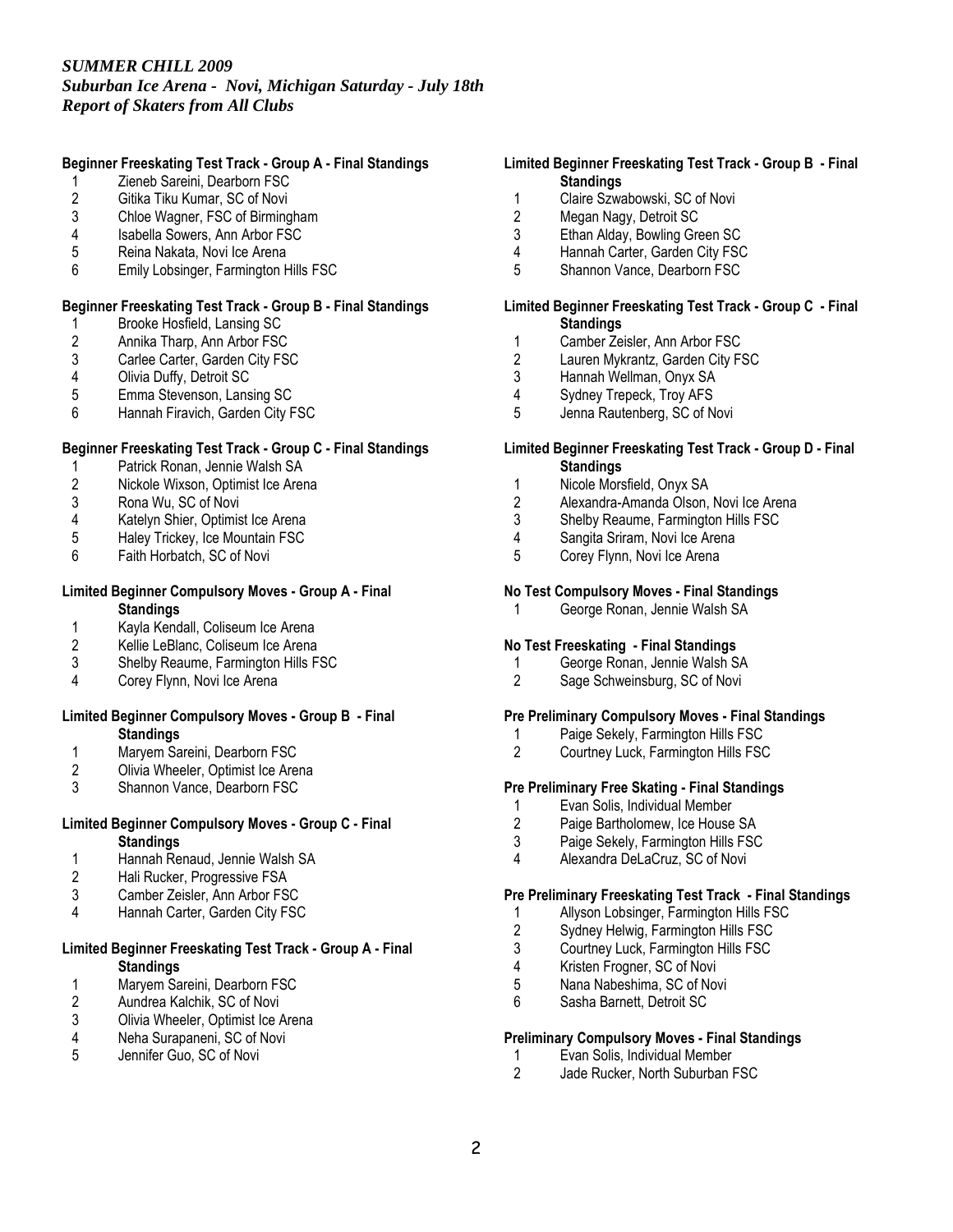*SUMMER CHILL 2009*
*Suburban Ice Arena - Novi, Michigan Saturday - July 18th*
*Report of Skaters from All Clubs*

**Beginner Freeskating Test Track - Group A - Final Standings**

1. Zieneb Sareini, Dearborn FSC
2. Gitika Tiku Kumar, SC of Novi
3. Chloe Wagner, FSC of Birmingham
4. Isabella Sowers, Ann Arbor FSC
5. Reina Nakata, Novi Ice Arena
6. Emily Lobsinger, Farmington Hills FSC

**Beginner Freeskating Test Track - Group B - Final Standings**

1. Brooke Hosfield, Lansing SC
2. Annika Tharp, Ann Arbor FSC
3. Carlee Carter, Garden City FSC
4. Olivia Duffy, Detroit SC
5. Emma Stevenson, Lansing SC
6. Hannah Firavich, Garden City FSC

**Beginner Freeskating Test Track - Group C - Final Standings**

1. Patrick Ronan, Jennie Walsh SA
2. Nickole Wixson, Optimist Ice Arena
3. Rona Wu, SC of Novi
4. Katelyn Shier, Optimist Ice Arena
5. Haley Trickey, Ice Mountain FSC
6. Faith Horbatch, SC of Novi

**Limited Beginner Compulsory Moves - Group A - Final Standings**

1. Kayla Kendall, Coliseum Ice Arena
2. Kellie LeBlanc, Coliseum Ice Arena
3. Shelby Reaume, Farmington Hills FSC
4. Corey Flynn, Novi Ice Arena

**Limited Beginner Compulsory Moves - Group B - Final Standings**

1. Maryem Sareini, Dearborn FSC
2. Olivia Wheeler, Optimist Ice Arena
3. Shannon Vance, Dearborn FSC

**Limited Beginner Compulsory Moves - Group C - Final Standings**

1. Hannah Renaud, Jennie Walsh SA
2. Hali Rucker, Progressive FSA
3. Camber Zeisler, Ann Arbor FSC
4. Hannah Carter, Garden City FSC

**Limited Beginner Freeskating Test Track - Group A - Final Standings**

1. Maryem Sareini, Dearborn FSC
2. Aundrea Kalchik, SC of Novi
3. Olivia Wheeler, Optimist Ice Arena
4. Neha Surapaneni, SC of Novi
5. Jennifer Guo, SC of Novi

**Limited Beginner Freeskating Test Track - Group B - Final Standings**

1. Claire Szwabowski, SC of Novi
2. Megan Nagy, Detroit SC
3. Ethan Alday, Bowling Green SC
4. Hannah Carter, Garden City FSC
5. Shannon Vance, Dearborn FSC

**Limited Beginner Freeskating Test Track - Group C - Final Standings**

1. Camber Zeisler, Ann Arbor FSC
2. Lauren Mykrantz, Garden City FSC
3. Hannah Wellman, Onyx SA
4. Sydney Trepeck, Troy AFS
5. Jenna Rautenberg, SC of Novi

**Limited Beginner Freeskating Test Track - Group D - Final Standings**

1. Nicole Morsfield, Onyx SA
2. Alexandra-Amanda Olson, Novi Ice Arena
3. Shelby Reaume, Farmington Hills FSC
4. Sangita Sriram, Novi Ice Arena
5. Corey Flynn, Novi Ice Arena

**No Test Compulsory Moves - Final Standings**

1. George Ronan, Jennie Walsh SA

**No Test Freeskating - Final Standings**

1. George Ronan, Jennie Walsh SA
2. Sage Schweinsburg, SC of Novi

**Pre Preliminary Compulsory Moves - Final Standings**

1. Paige Sekely, Farmington Hills FSC
2. Courtney Luck, Farmington Hills FSC

**Pre Preliminary Free Skating - Final Standings**

1. Evan Solis, Individual Member
2. Paige Bartholomew, Ice House SA
3. Paige Sekely, Farmington Hills FSC
4. Alexandra DeLaCruz, SC of Novi

**Pre Preliminary Freeskating Test Track - Final Standings**

1. Allyson Lobsinger, Farmington Hills FSC
2. Sydney Helwig, Farmington Hills FSC
3. Courtney Luck, Farmington Hills FSC
4. Kristen Frogner, SC of Novi
5. Nana Nabeshima, SC of Novi
6. Sasha Barnett, Detroit SC

**Preliminary Compulsory Moves - Final Standings**

1. Evan Solis, Individual Member
2. Jade Rucker, North Suburban FSC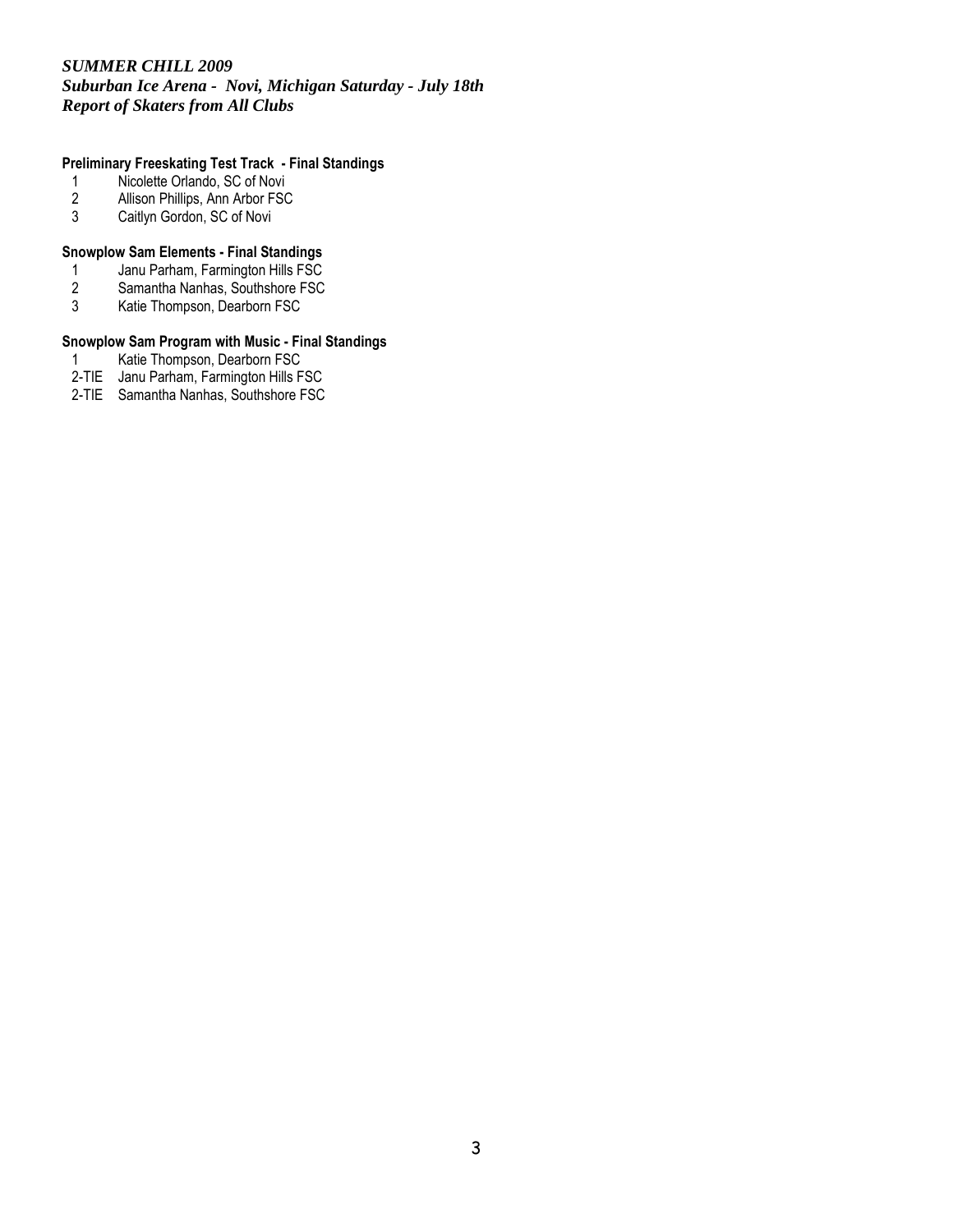*SUMMER CHILL 2009*
*Suburban Ice Arena - Novi, Michigan Saturday - July 18th*
*Report of Skaters from All Clubs*

**Preliminary Freeskating Test Track - Final Standings**

1 Nicolette Orlando, SC of Novi
2 Allison Phillips, Ann Arbor FSC
3 Caitlyn Gordon, SC of Novi

**Snowplow Sam Elements - Final Standings**

1 Janu Parham, Farmington Hills FSC
2 Samantha Nanhas, Southshore FSC
3 Katie Thompson, Dearborn FSC

**Snowplow Sam Program with Music - Final Standings**

1 Katie Thompson, Dearborn FSC
2-TIE Janu Parham, Farmington Hills FSC
2-TIE Samantha Nanhas, Southshore FSC